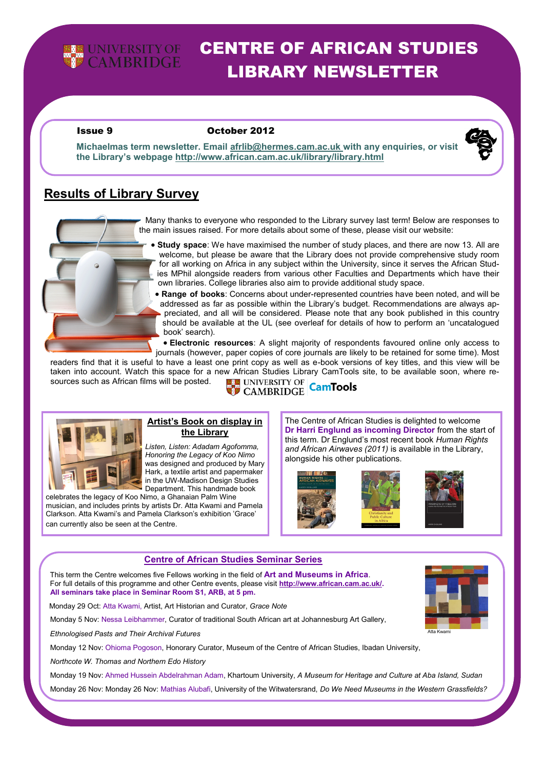# CENTRE OF AFRICAN STUDIES LIBRARY NEWSLETTER

**Issue 9** **October 2012**

**Michaelmas term newsletter. Email afrlib@hermes.cam.ac.uk with any enquiries, or visit the Library's webpage http://www.african.cam.ac.uk/library/library.html**

## Results of Library Survey

Many thanks to everyone who responded to the Library survey last term! Below are responses to the main issues raised. For more details about some of these, please visit our website:

- **Study space**: We have maximised the number of study places, and there are now 13. All are welcome, but please be aware that the Library does not provide comprehensive study room for all working on Africa in any subject within the University, since it serves the African Studies MPhil alongside readers from various other Faculties and Departments which have their own libraries. College libraries also aim to provide additional study space.
- **Range of books**: Concerns about under-represented countries have been noted, and will be addressed as far as possible within the Library's budget. Recommendations are always appreciated, and all will be considered. Please note that any book published in this country should be available at the UL (see overleaf for details of how to perform an 'uncatalogued book' search).
- **Electronic resources**: A slight majority of respondents favoured online only access to journals (however, paper copies of core journals are likely to be retained for some time). Most readers find that it is useful to have a least one print copy as well as e-book versions of key titles, and this view will be taken into account. Watch this space for a new African Studies Library CamTools site, to be available soon, where resources such as African films will be posted.

## Artist's Book on display in the Library

*Listen, Listen: Adadam Agofomma, Honoring the Legacy of Koo Nimo* was designed and produced by Mary Hark, a textile artist and papermaker in the UW-Madison Design Studies Department. This handmade book celebrates the legacy of Koo Nimo, a Ghanaian Palm Wine musician, and includes prints by artists Dr. Atta Kwami and Pamela Clarkson. Atta Kwami's and Pamela Clarkson's exhibition 'Grace' can currently also be seen at the Centre.

The Centre of African Studies is delighted to welcome **Dr Harri Englund as incoming Director** from the start of this term. Dr Englund's most recent book *Human Rights and African Airwaves (2011)* is available in the Library, alongside his other publications.

## Centre of African Studies Seminar Series

This term the Centre welcomes five Fellows working in the field of **Art and Museums in Africa**.
For full details of this programme and other Centre events, please visit **http://www.african.cam.ac.uk/**.
**All seminars take place in Seminar Room S1, ARB, at 5 pm.**

Monday 29 Oct: Atta Kwami, Artist, Art Historian and Curator, *Grace Note*

Monday 5 Nov: Nessa Leibhammer, Curator of traditional South African art at Johannesburg Art Gallery, *Ethnologised Pasts and Their Archival Futures*

Monday 12 Nov: Ohioma Pogoson, Honorary Curator, Museum of the Centre of African Studies, Ibadan University, *Northcote W. Thomas and Northern Edo History*

Monday 19 Nov: Ahmed Hussein Abdelrahman Adam, Khartoum University, *A Museum for Heritage and Culture at Aba Island, Sudan*

Monday 26 Nov: Monday 26 Nov: Mathias Alubafi, University of the Witwatersrand, *Do We Need Museums in the Western Grassfields?*

Atta Kwami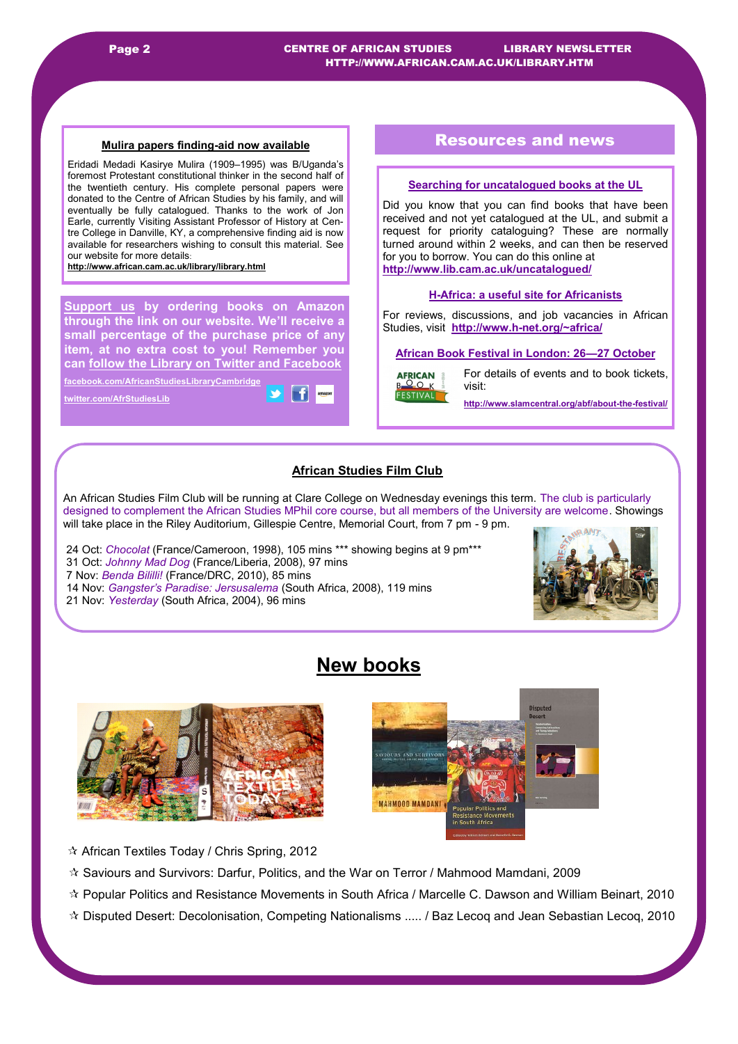### Mulira papers finding-aid now available

Eridadi Medadi Kasirye Mulira (1909–1995) was B/Uganda's foremost Protestant constitutional thinker in the second half of the twentieth century. His complete personal papers were donated to the Centre of African Studies by his family, and will eventually be fully catalogued. Thanks to the work of Jon Earle, currently Visiting Assistant Professor of History at Centre College in Danville, KY, a comprehensive finding aid is now available for researchers wishing to consult this material. See our website for more details:
**http://www.african.cam.ac.uk/library/library.html**

**Support us by ordering books on Amazon through the link on our website. We'll receive a small percentage of the purchase price of any item, at no extra cost to you! Remember you can follow the Library on Twitter and Facebook**

**facebook.com/AfricanStudiesLibraryCambridge**

**twitter.com/AfrStudiesLib**

## Resources and news

### Searching for uncatalogued books at the UL

Did you know that you can find books that have been received and not yet catalogued at the UL, and submit a request for priority cataloguing? These are normally turned around within 2 weeks, and can then be reserved for you to borrow. You can do this online at **http://www.lib.cam.ac.uk/uncatalogued/**

### H-Africa: a useful site for Africanists

For reviews, discussions, and job vacancies in African Studies, visit **http://www.h-net.org/~africa/**

### African Book Festival in London: 26—27 October

For details of events and to book tickets, visit:

**http://www.slamcentral.org/abf/about-the-festival/**

### African Studies Film Club

An African Studies Film Club will be running at Clare College on Wednesday evenings this term. The club is particularly designed to complement the African Studies MPhil core course, but all members of the University are welcome. Showings will take place in the Riley Auditorium, Gillespie Centre, Memorial Court, from 7 pm - 9 pm.

24 Oct: *Chocolat* (France/Cameroon, 1998), 105 mins *** showing begins at 9 pm***
31 Oct: *Johnny Mad Dog* (France/Liberia, 2008), 97 mins
7 Nov: *Benda Bilili!* (France/DRC, 2010), 85 mins
14 Nov: *Gangster's Paradise: Jersusalema* (South Africa, 2008), 119 mins
21 Nov: *Yesterday* (South Africa, 2004), 96 mins

## New books

- ✫ African Textiles Today / Chris Spring, 2012
- ✫ Saviours and Survivors: Darfur, Politics, and the War on Terror / Mahmood Mamdani, 2009
- ✫ Popular Politics and Resistance Movements in South Africa / Marcelle C. Dawson and William Beinart, 2010
- ✫ Disputed Desert: Decolonisation, Competing Nationalisms ..... / Baz Lecoq and Jean Sebastian Lecoq, 2010